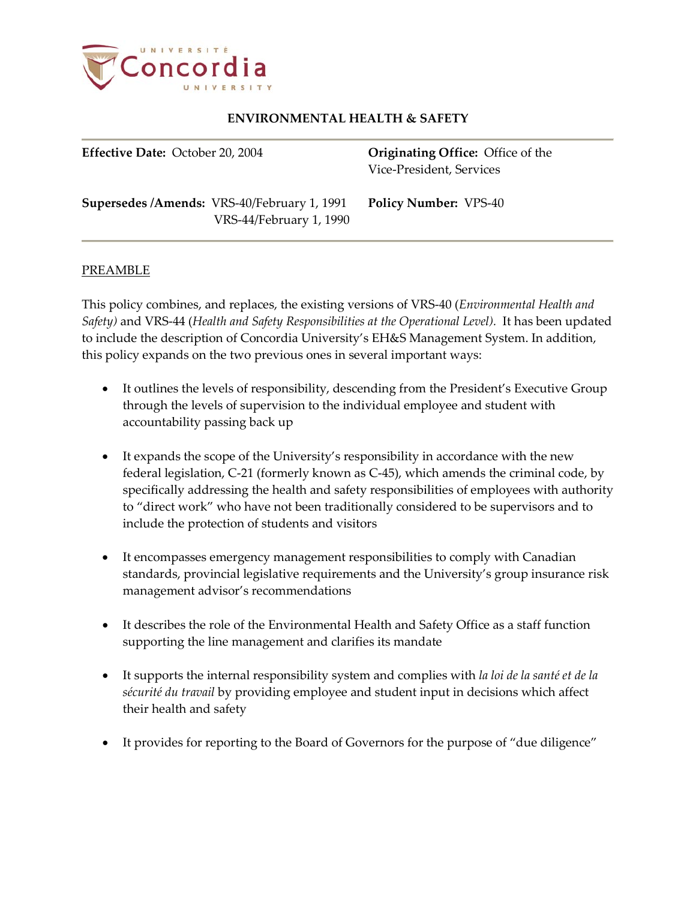**ENVIRONMENTAL HEALTH & SAFETY**

| | |
|---|---|
| **Effective Date:** October 20, 2004 | **Originating Office:** Office of the Vice-President, Services |
| **Supersedes /Amends:** VRS-40/February 1, 1991 VRS-44/February 1, 1990 | **Policy Number:** VPS-40 |

PREAMBLE

This policy combines, and replaces, the existing versions of VRS-40 (*Environmental Health and Safety)* and VRS-44 (*Health and Safety Responsibilities at the Operational Level).* It has been updated to include the description of Concordia University's EH&S Management System. In addition, this policy expands on the two previous ones in several important ways:

- It outlines the levels of responsibility, descending from the President's Executive Group through the levels of supervision to the individual employee and student with accountability passing back up
- It expands the scope of the University's responsibility in accordance with the new federal legislation, C-21 (formerly known as C-45), which amends the criminal code, by specifically addressing the health and safety responsibilities of employees with authority to "direct work" who have not been traditionally considered to be supervisors and to include the protection of students and visitors
- It encompasses emergency management responsibilities to comply with Canadian standards, provincial legislative requirements and the University's group insurance risk management advisor's recommendations
- It describes the role of the Environmental Health and Safety Office as a staff function supporting the line management and clarifies its mandate
- It supports the internal responsibility system and complies with *la loi de la santé et de la sécurité du travail* by providing employee and student input in decisions which affect their health and safety
- It provides for reporting to the Board of Governors for the purpose of "due diligence"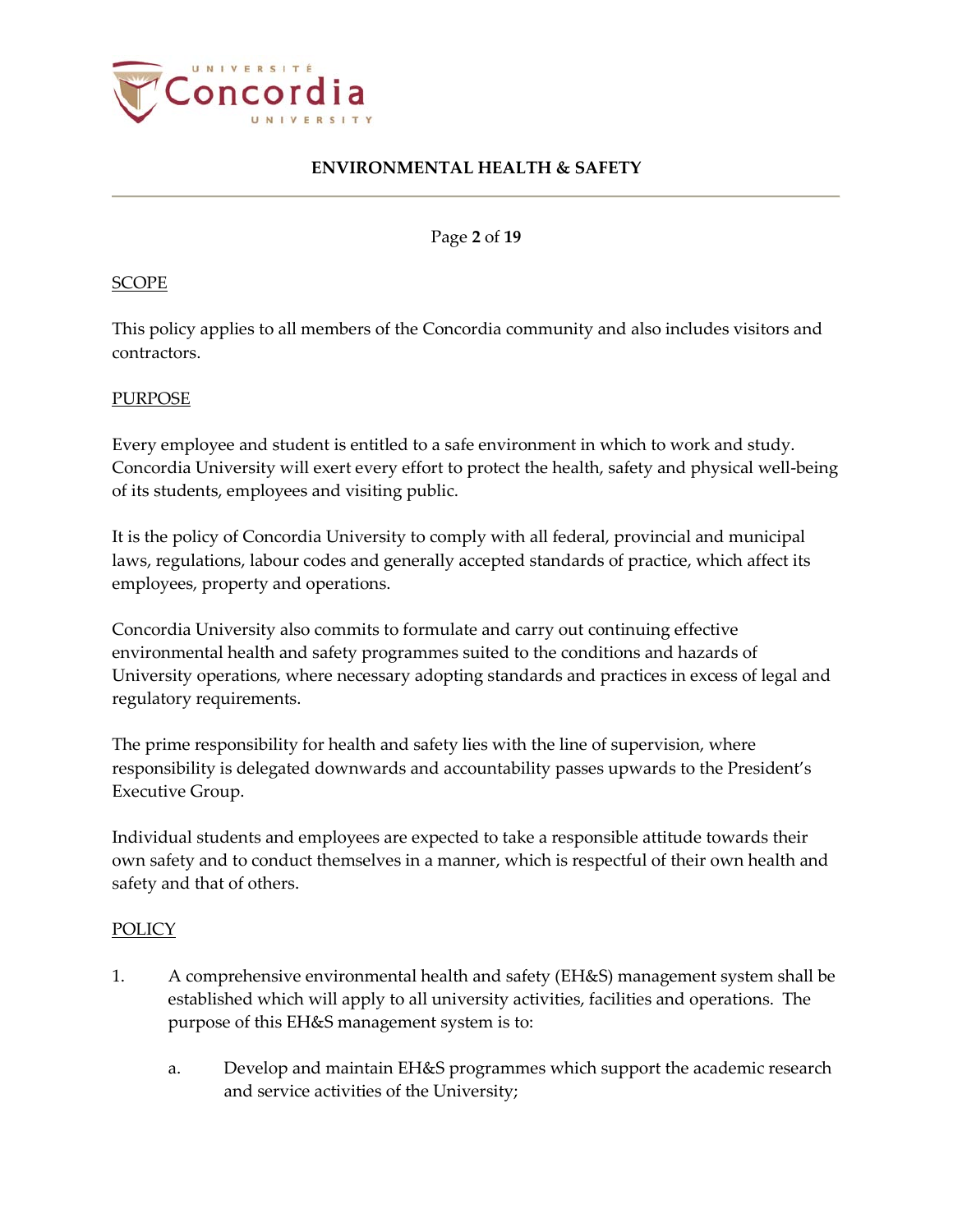## SCOPE

This policy applies to all members of the Concordia community and also includes visitors and contractors.

## PURPOSE

Every employee and student is entitled to a safe environment in which to work and study. Concordia University will exert every effort to protect the health, safety and physical well-being of its students, employees and visiting public.

It is the policy of Concordia University to comply with all federal, provincial and municipal laws, regulations, labour codes and generally accepted standards of practice, which affect its employees, property and operations.

Concordia University also commits to formulate and carry out continuing effective environmental health and safety programmes suited to the conditions and hazards of University operations, where necessary adopting standards and practices in excess of legal and regulatory requirements.

The prime responsibility for health and safety lies with the line of supervision, where responsibility is delegated downwards and accountability passes upwards to the President's Executive Group.

Individual students and employees are expected to take a responsible attitude towards their own safety and to conduct themselves in a manner, which is respectful of their own health and safety and that of others.

## POLICY

1. A comprehensive environmental health and safety (EH&S) management system shall be established which will apply to all university activities, facilities and operations. The purpose of this EH&S management system is to:

    a. Develop and maintain EH&S programmes which support the academic research and service activities of the University;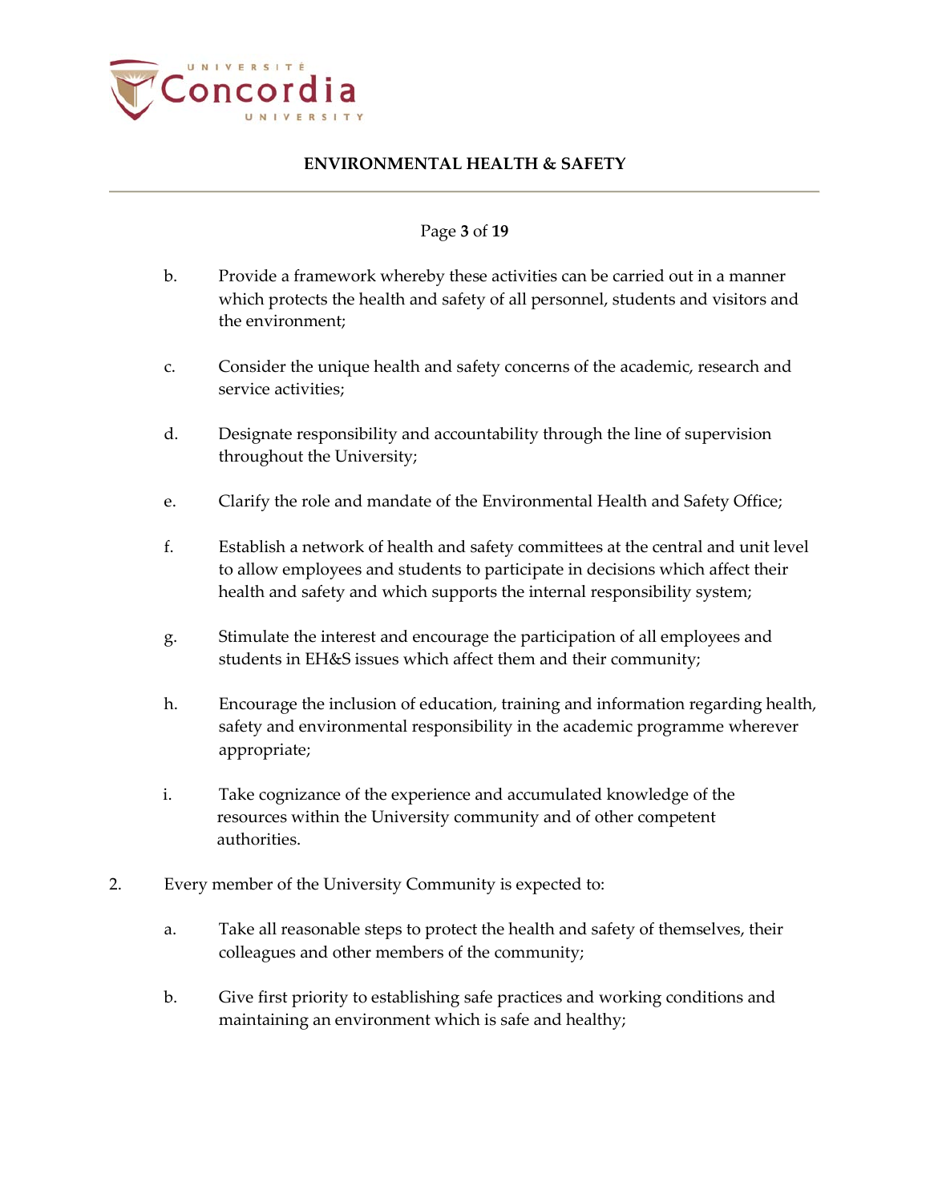b. Provide a framework whereby these activities can be carried out in a manner which protects the health and safety of all personnel, students and visitors and the environment;

c. Consider the unique health and safety concerns of the academic, research and service activities;

d. Designate responsibility and accountability through the line of supervision throughout the University;

e. Clarify the role and mandate of the Environmental Health and Safety Office;

f. Establish a network of health and safety committees at the central and unit level to allow employees and students to participate in decisions which affect their health and safety and which supports the internal responsibility system;

g. Stimulate the interest and encourage the participation of all employees and students in EH&S issues which affect them and their community;

h. Encourage the inclusion of education, training and information regarding health, safety and environmental responsibility in the academic programme wherever appropriate;

i. Take cognizance of the experience and accumulated knowledge of the resources within the University community and of other competent authorities.

2. Every member of the University Community is expected to:

   a. Take all reasonable steps to protect the health and safety of themselves, their colleagues and other members of the community;

   b. Give first priority to establishing safe practices and working conditions and maintaining an environment which is safe and healthy;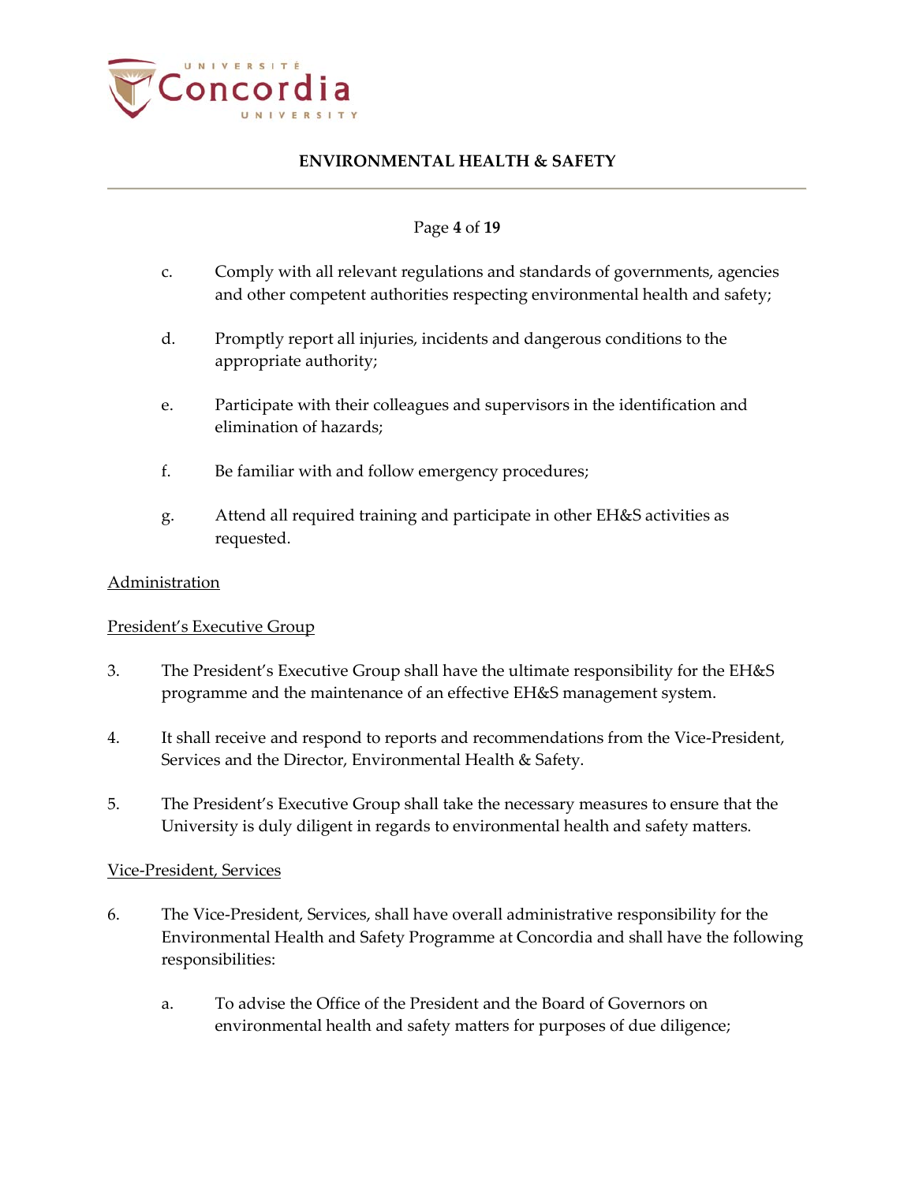c. Comply with all relevant regulations and standards of governments, agencies and other competent authorities respecting environmental health and safety;

d. Promptly report all injuries, incidents and dangerous conditions to the appropriate authority;

e. Participate with their colleagues and supervisors in the identification and elimination of hazards;

f. Be familiar with and follow emergency procedures;

g. Attend all required training and participate in other EH&S activities as requested.

<u>Administration</u>

<u>President's Executive Group</u>

3. The President's Executive Group shall have the ultimate responsibility for the EH&S programme and the maintenance of an effective EH&S management system.

4. It shall receive and respond to reports and recommendations from the Vice-President, Services and the Director, Environmental Health & Safety.

5. The President's Executive Group shall take the necessary measures to ensure that the University is duly diligent in regards to environmental health and safety matters.

<u>Vice-President, Services</u>

6. The Vice-President, Services, shall have overall administrative responsibility for the Environmental Health and Safety Programme at Concordia and shall have the following responsibilities:

   a. To advise the Office of the President and the Board of Governors on environmental health and safety matters for purposes of due diligence;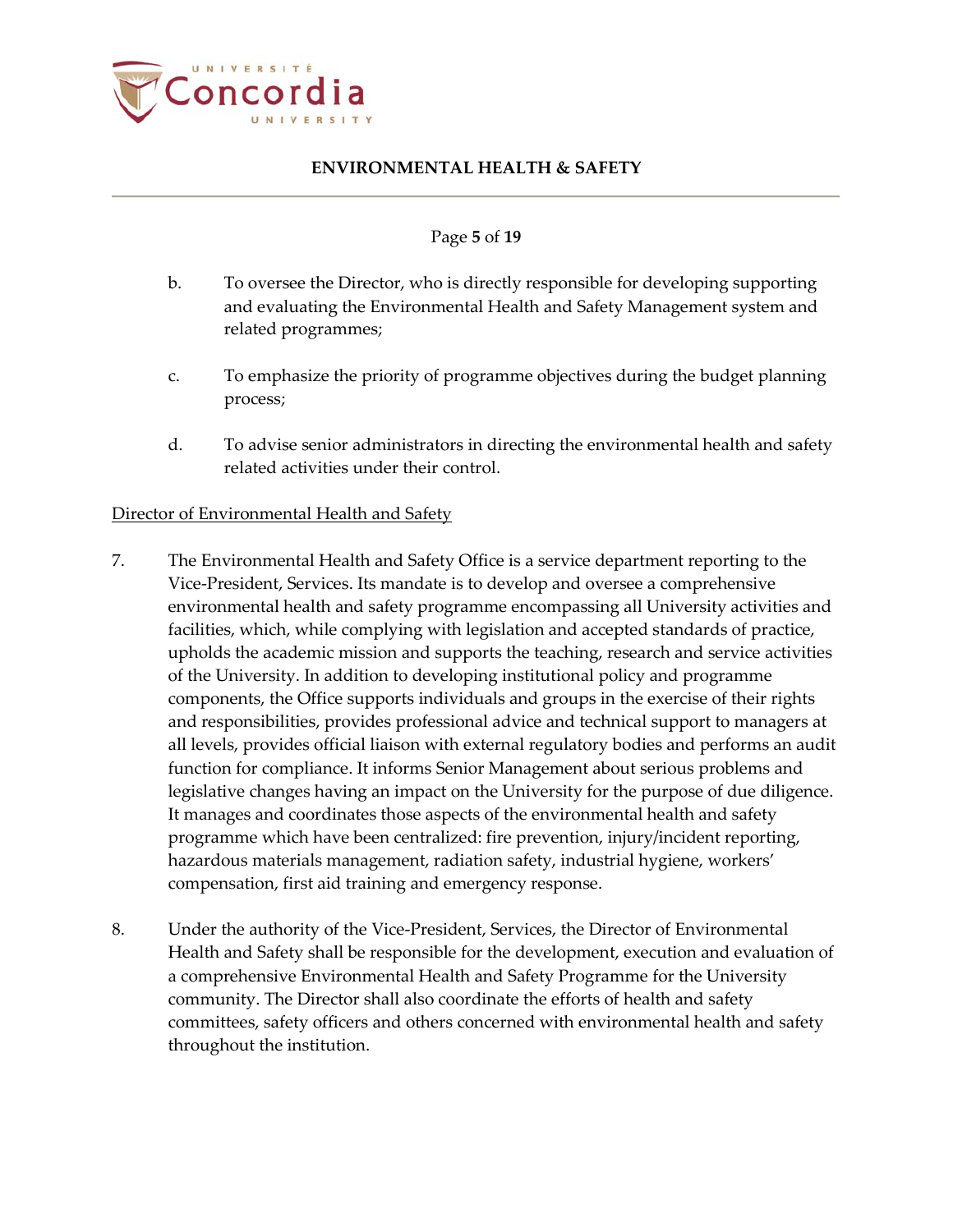b. To oversee the Director, who is directly responsible for developing supporting and evaluating the Environmental Health and Safety Management system and related programmes;

c. To emphasize the priority of programme objectives during the budget planning process;

d. To advise senior administrators in directing the environmental health and safety related activities under their control.

Director of Environmental Health and Safety

7. The Environmental Health and Safety Office is a service department reporting to the Vice-President, Services. Its mandate is to develop and oversee a comprehensive environmental health and safety programme encompassing all University activities and facilities, which, while complying with legislation and accepted standards of practice, upholds the academic mission and supports the teaching, research and service activities of the University. In addition to developing institutional policy and programme components, the Office supports individuals and groups in the exercise of their rights and responsibilities, provides professional advice and technical support to managers at all levels, provides official liaison with external regulatory bodies and performs an audit function for compliance. It informs Senior Management about serious problems and legislative changes having an impact on the University for the purpose of due diligence. It manages and coordinates those aspects of the environmental health and safety programme which have been centralized: fire prevention, injury/incident reporting, hazardous materials management, radiation safety, industrial hygiene, workers' compensation, first aid training and emergency response.

8. Under the authority of the Vice-President, Services, the Director of Environmental Health and Safety shall be responsible for the development, execution and evaluation of a comprehensive Environmental Health and Safety Programme for the University community. The Director shall also coordinate the efforts of health and safety committees, safety officers and others concerned with environmental health and safety throughout the institution.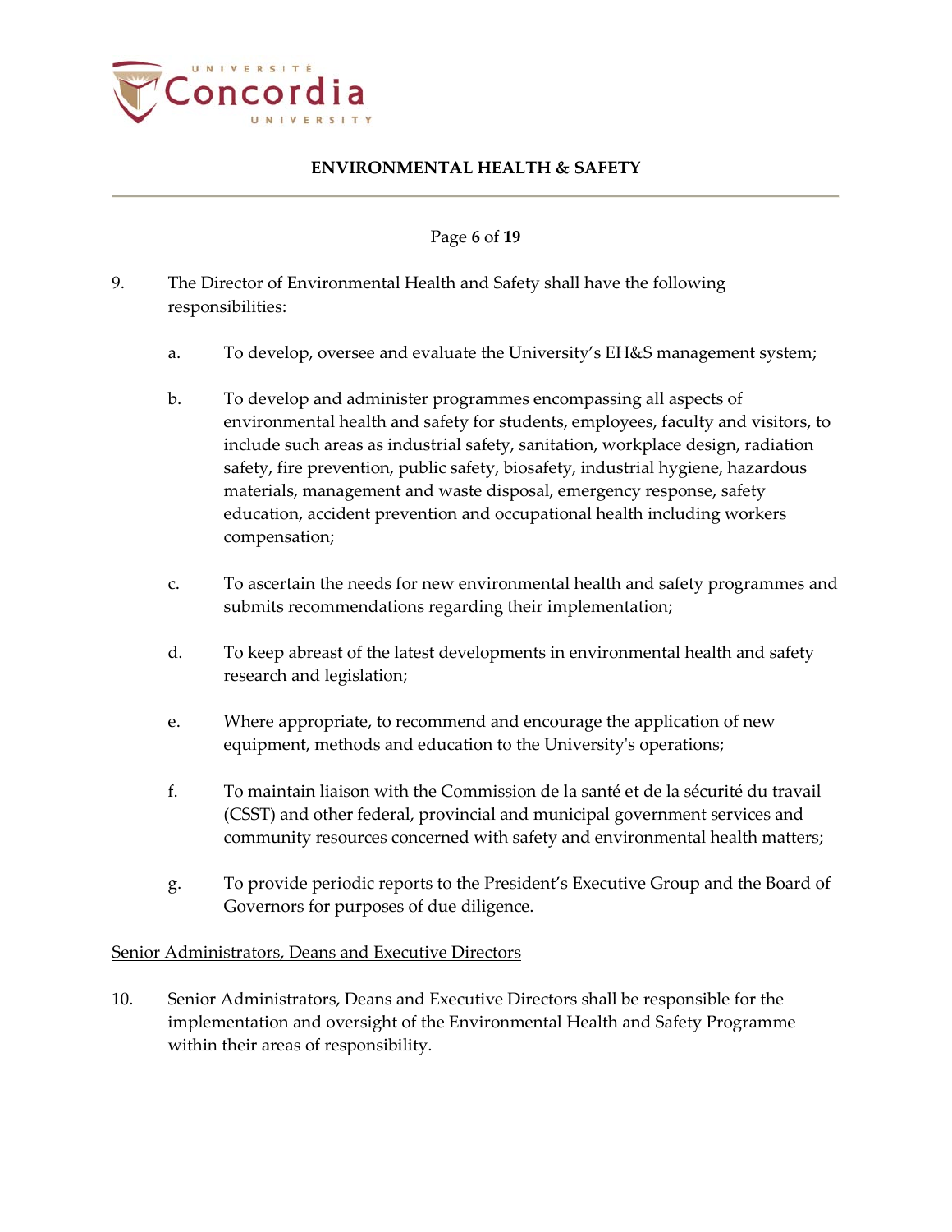9. The Director of Environmental Health and Safety shall have the following responsibilities:

   a. To develop, oversee and evaluate the University's EH&S management system;

   b. To develop and administer programmes encompassing all aspects of environmental health and safety for students, employees, faculty and visitors, to include such areas as industrial safety, sanitation, workplace design, radiation safety, fire prevention, public safety, biosafety, industrial hygiene, hazardous materials, management and waste disposal, emergency response, safety education, accident prevention and occupational health including workers compensation;

   c. To ascertain the needs for new environmental health and safety programmes and submits recommendations regarding their implementation;

   d. To keep abreast of the latest developments in environmental health and safety research and legislation;

   e. Where appropriate, to recommend and encourage the application of new equipment, methods and education to the University's operations;

   f. To maintain liaison with the Commission de la santé et de la sécurité du travail (CSST) and other federal, provincial and municipal government services and community resources concerned with safety and environmental health matters;

   g. To provide periodic reports to the President's Executive Group and the Board of Governors for purposes of due diligence.

<u>Senior Administrators, Deans and Executive Directors</u>

10. Senior Administrators, Deans and Executive Directors shall be responsible for the implementation and oversight of the Environmental Health and Safety Programme within their areas of responsibility.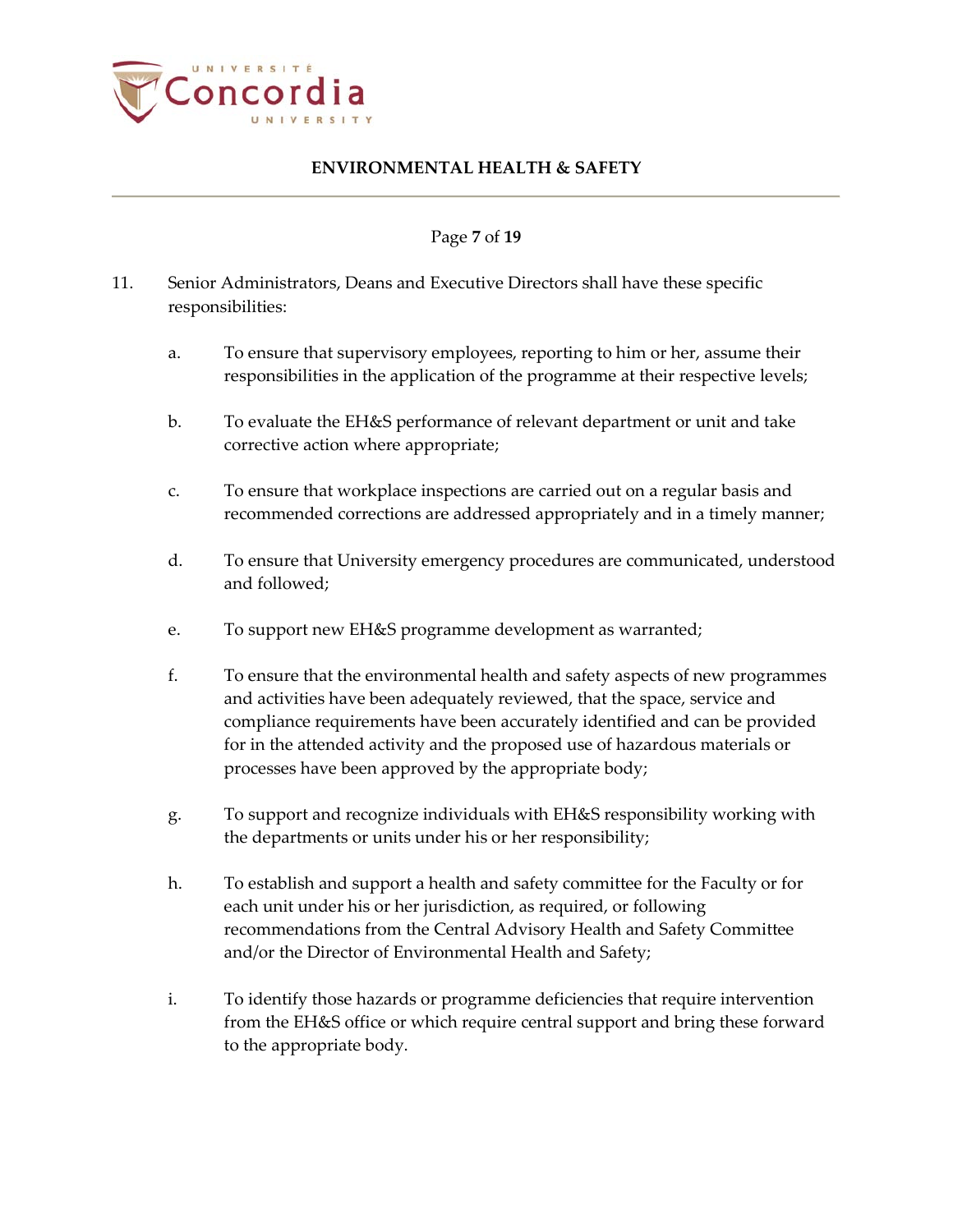11. Senior Administrators, Deans and Executive Directors shall have these specific responsibilities:

    a. To ensure that supervisory employees, reporting to him or her, assume their responsibilities in the application of the programme at their respective levels;

    b. To evaluate the EH&S performance of relevant department or unit and take corrective action where appropriate;

    c. To ensure that workplace inspections are carried out on a regular basis and recommended corrections are addressed appropriately and in a timely manner;

    d. To ensure that University emergency procedures are communicated, understood and followed;

    e. To support new EH&S programme development as warranted;

    f. To ensure that the environmental health and safety aspects of new programmes and activities have been adequately reviewed, that the space, service and compliance requirements have been accurately identified and can be provided for in the attended activity and the proposed use of hazardous materials or processes have been approved by the appropriate body;

    g. To support and recognize individuals with EH&S responsibility working with the departments or units under his or her responsibility;

    h. To establish and support a health and safety committee for the Faculty or for each unit under his or her jurisdiction, as required, or following recommendations from the Central Advisory Health and Safety Committee and/or the Director of Environmental Health and Safety;

    i. To identify those hazards or programme deficiencies that require intervention from the EH&S office or which require central support and bring these forward to the appropriate body.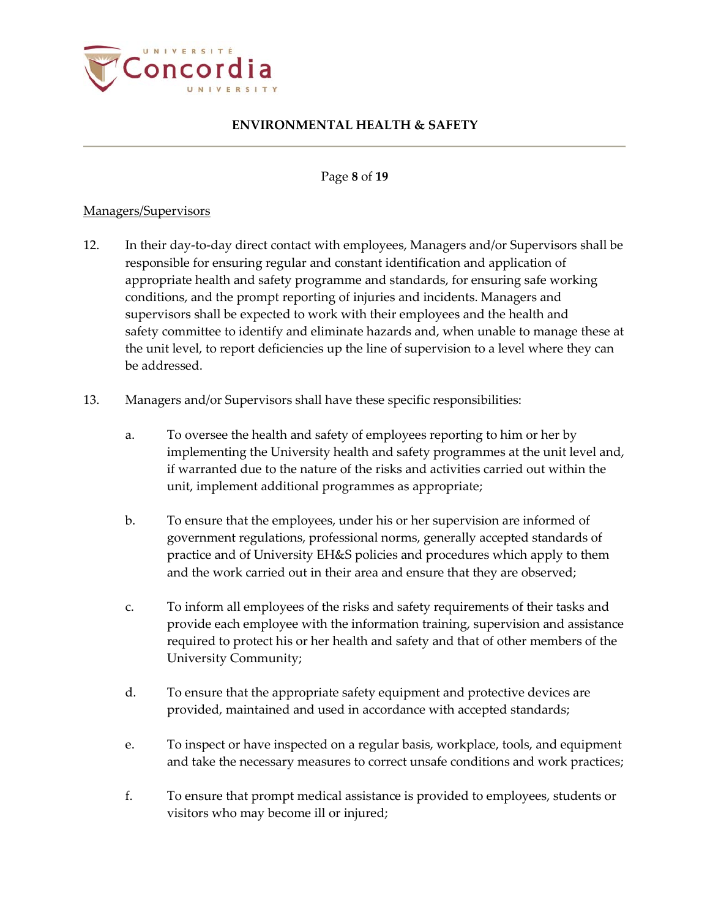Managers/Supervisors

12. In their day-to-day direct contact with employees, Managers and/or Supervisors shall be responsible for ensuring regular and constant identification and application of appropriate health and safety programme and standards, for ensuring safe working conditions, and the prompt reporting of injuries and incidents. Managers and supervisors shall be expected to work with their employees and the health and safety committee to identify and eliminate hazards and, when unable to manage these at the unit level, to report deficiencies up the line of supervision to a level where they can be addressed.

13. Managers and/or Supervisors shall have these specific responsibilities:

    a. To oversee the health and safety of employees reporting to him or her by implementing the University health and safety programmes at the unit level and, if warranted due to the nature of the risks and activities carried out within the unit, implement additional programmes as appropriate;

    b. To ensure that the employees, under his or her supervision are informed of government regulations, professional norms, generally accepted standards of practice and of University EH&S policies and procedures which apply to them and the work carried out in their area and ensure that they are observed;

    c. To inform all employees of the risks and safety requirements of their tasks and provide each employee with the information training, supervision and assistance required to protect his or her health and safety and that of other members of the University Community;

    d. To ensure that the appropriate safety equipment and protective devices are provided, maintained and used in accordance with accepted standards;

    e. To inspect or have inspected on a regular basis, workplace, tools, and equipment and take the necessary measures to correct unsafe conditions and work practices;

    f. To ensure that prompt medical assistance is provided to employees, students or visitors who may become ill or injured;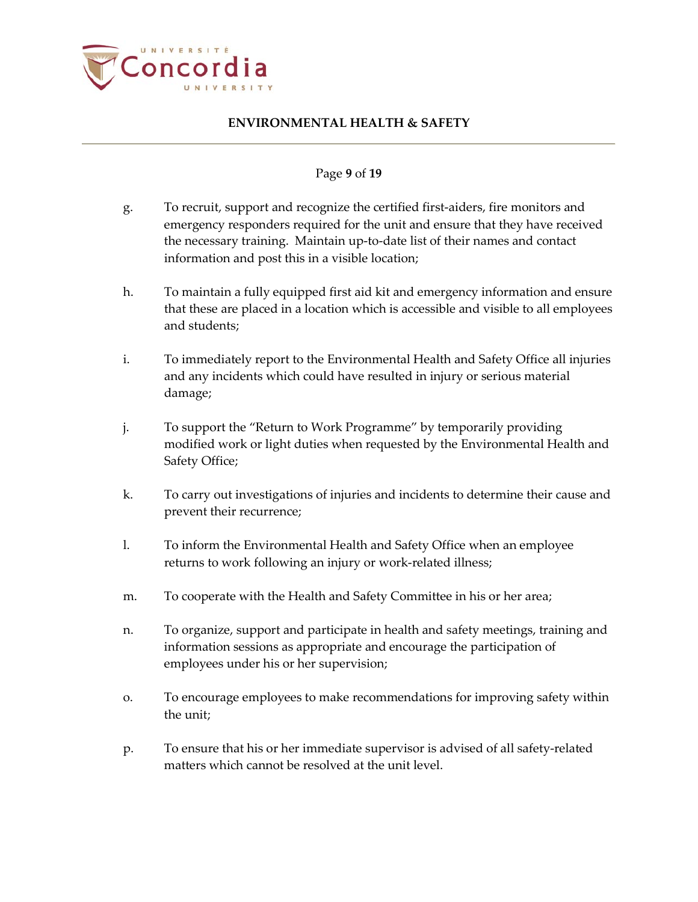g. To recruit, support and recognize the certified first-aiders, fire monitors and emergency responders required for the unit and ensure that they have received the necessary training. Maintain up-to-date list of their names and contact information and post this in a visible location;

h. To maintain a fully equipped first aid kit and emergency information and ensure that these are placed in a location which is accessible and visible to all employees and students;

i. To immediately report to the Environmental Health and Safety Office all injuries and any incidents which could have resulted in injury or serious material damage;

j. To support the "Return to Work Programme" by temporarily providing modified work or light duties when requested by the Environmental Health and Safety Office;

k. To carry out investigations of injuries and incidents to determine their cause and prevent their recurrence;

l. To inform the Environmental Health and Safety Office when an employee returns to work following an injury or work-related illness;

m. To cooperate with the Health and Safety Committee in his or her area;

n. To organize, support and participate in health and safety meetings, training and information sessions as appropriate and encourage the participation of employees under his or her supervision;

o. To encourage employees to make recommendations for improving safety within the unit;

p. To ensure that his or her immediate supervisor is advised of all safety-related matters which cannot be resolved at the unit level.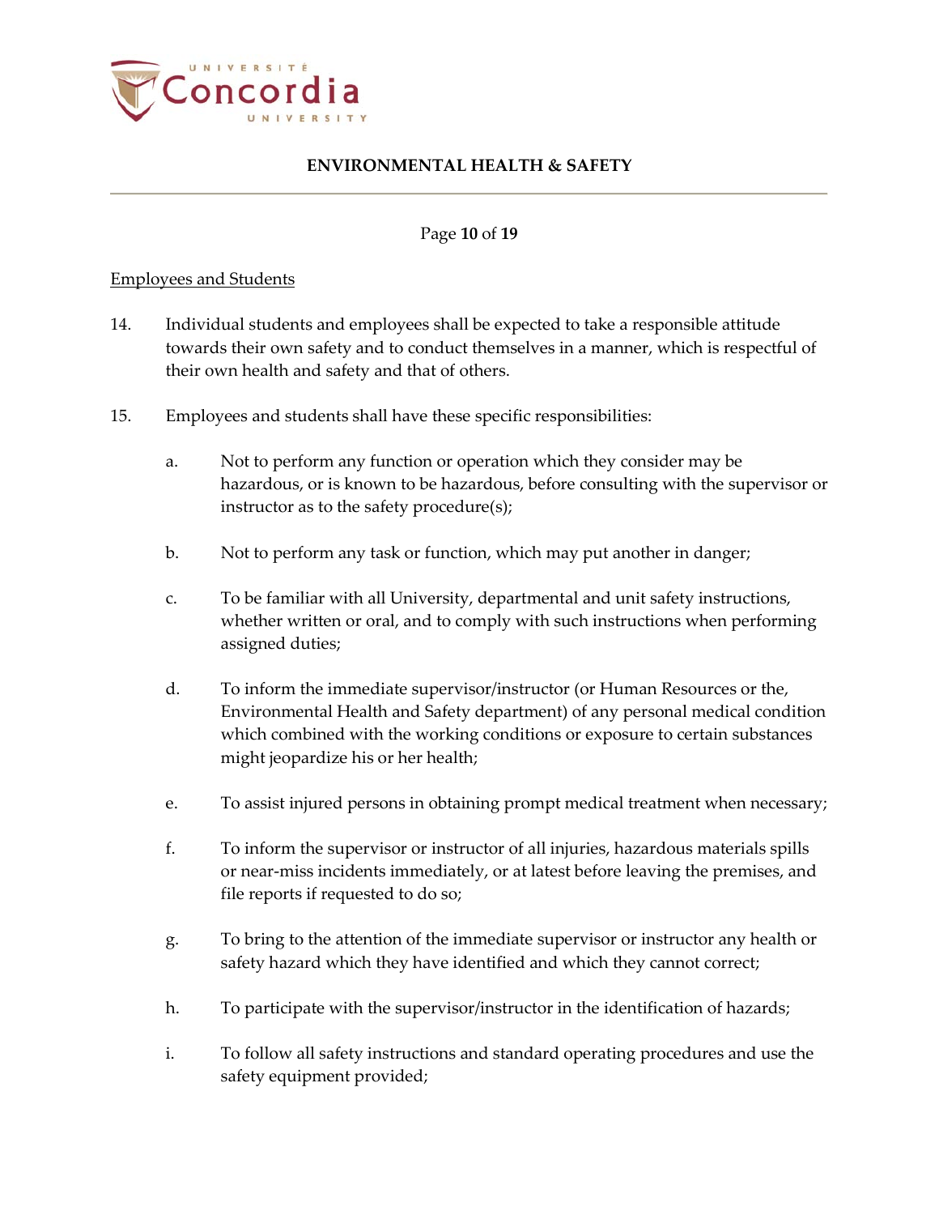Employees and Students

14. Individual students and employees shall be expected to take a responsible attitude towards their own safety and to conduct themselves in a manner, which is respectful of their own health and safety and that of others.

15. Employees and students shall have these specific responsibilities:

   a. Not to perform any function or operation which they consider may be hazardous, or is known to be hazardous, before consulting with the supervisor or instructor as to the safety procedure(s);

   b. Not to perform any task or function, which may put another in danger;

   c. To be familiar with all University, departmental and unit safety instructions, whether written or oral, and to comply with such instructions when performing assigned duties;

   d. To inform the immediate supervisor/instructor (or Human Resources or the, Environmental Health and Safety department) of any personal medical condition which combined with the working conditions or exposure to certain substances might jeopardize his or her health;

   e. To assist injured persons in obtaining prompt medical treatment when necessary;

   f. To inform the supervisor or instructor of all injuries, hazardous materials spills or near-miss incidents immediately, or at latest before leaving the premises, and file reports if requested to do so;

   g. To bring to the attention of the immediate supervisor or instructor any health or safety hazard which they have identified and which they cannot correct;

   h. To participate with the supervisor/instructor in the identification of hazards;

   i. To follow all safety instructions and standard operating procedures and use the safety equipment provided;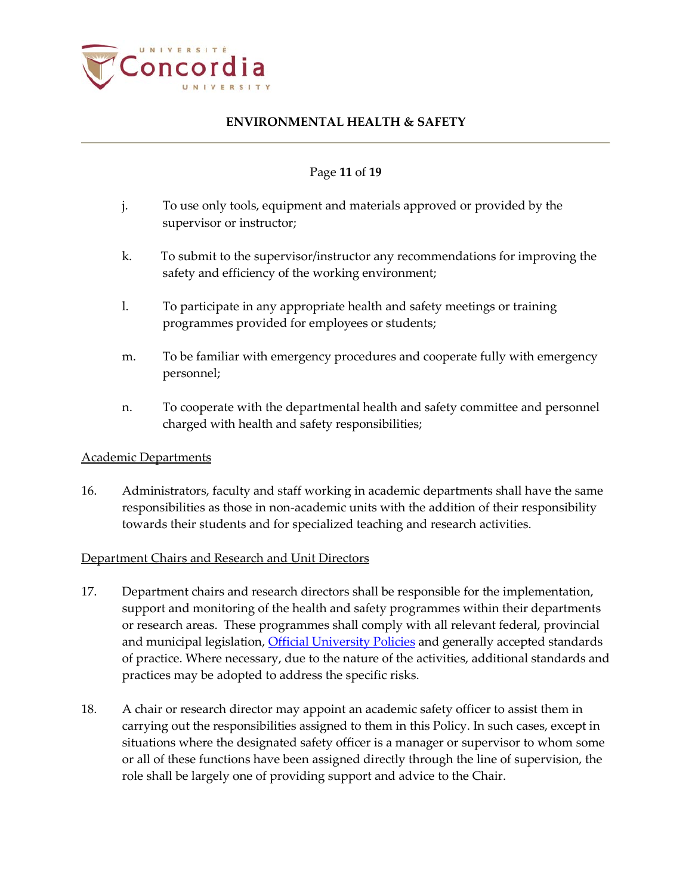j. To use only tools, equipment and materials approved or provided by the supervisor or instructor;

k. To submit to the supervisor/instructor any recommendations for improving the safety and efficiency of the working environment;

l. To participate in any appropriate health and safety meetings or training programmes provided for employees or students;

m. To be familiar with emergency procedures and cooperate fully with emergency personnel;

n. To cooperate with the departmental health and safety committee and personnel charged with health and safety responsibilities;

<u>Academic Departments</u>

16. Administrators, faculty and staff working in academic departments shall have the same responsibilities as those in non-academic units with the addition of their responsibility towards their students and for specialized teaching and research activities.

<u>Department Chairs and Research and Unit Directors</u>

17. Department chairs and research directors shall be responsible for the implementation, support and monitoring of the health and safety programmes within their departments or research areas. These programmes shall comply with all relevant federal, provincial and municipal legislation, Official University Policies and generally accepted standards of practice. Where necessary, due to the nature of the activities, additional standards and practices may be adopted to address the specific risks.

18. A chair or research director may appoint an academic safety officer to assist them in carrying out the responsibilities assigned to them in this Policy. In such cases, except in situations where the designated safety officer is a manager or supervisor to whom some or all of these functions have been assigned directly through the line of supervision, the role shall be largely one of providing support and advice to the Chair.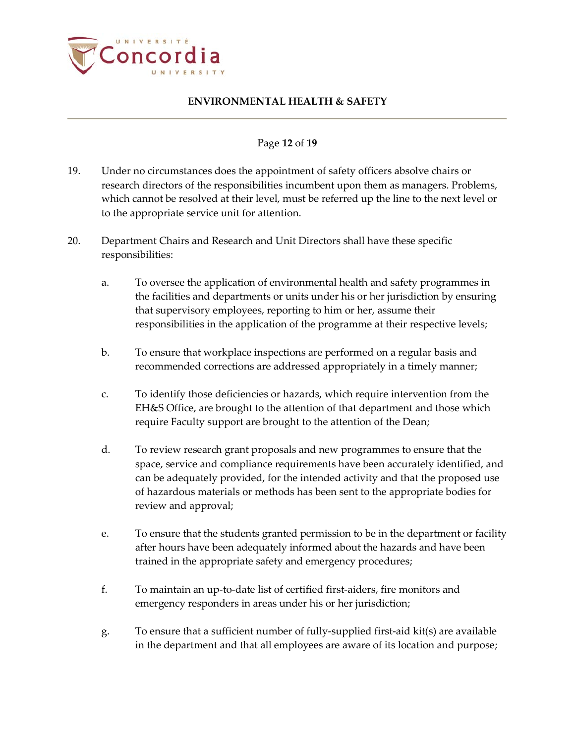19. Under no circumstances does the appointment of safety officers absolve chairs or research directors of the responsibilities incumbent upon them as managers. Problems, which cannot be resolved at their level, must be referred up the line to the next level or to the appropriate service unit for attention.

20. Department Chairs and Research and Unit Directors shall have these specific responsibilities:

    a. To oversee the application of environmental health and safety programmes in the facilities and departments or units under his or her jurisdiction by ensuring that supervisory employees, reporting to him or her, assume their responsibilities in the application of the programme at their respective levels;

    b. To ensure that workplace inspections are performed on a regular basis and recommended corrections are addressed appropriately in a timely manner;

    c. To identify those deficiencies or hazards, which require intervention from the EH&S Office, are brought to the attention of that department and those which require Faculty support are brought to the attention of the Dean;

    d. To review research grant proposals and new programmes to ensure that the space, service and compliance requirements have been accurately identified, and can be adequately provided, for the intended activity and that the proposed use of hazardous materials or methods has been sent to the appropriate bodies for review and approval;

    e. To ensure that the students granted permission to be in the department or facility after hours have been adequately informed about the hazards and have been trained in the appropriate safety and emergency procedures;

    f. To maintain an up-to-date list of certified first-aiders, fire monitors and emergency responders in areas under his or her jurisdiction;

    g. To ensure that a sufficient number of fully-supplied first-aid kit(s) are available in the department and that all employees are aware of its location and purpose;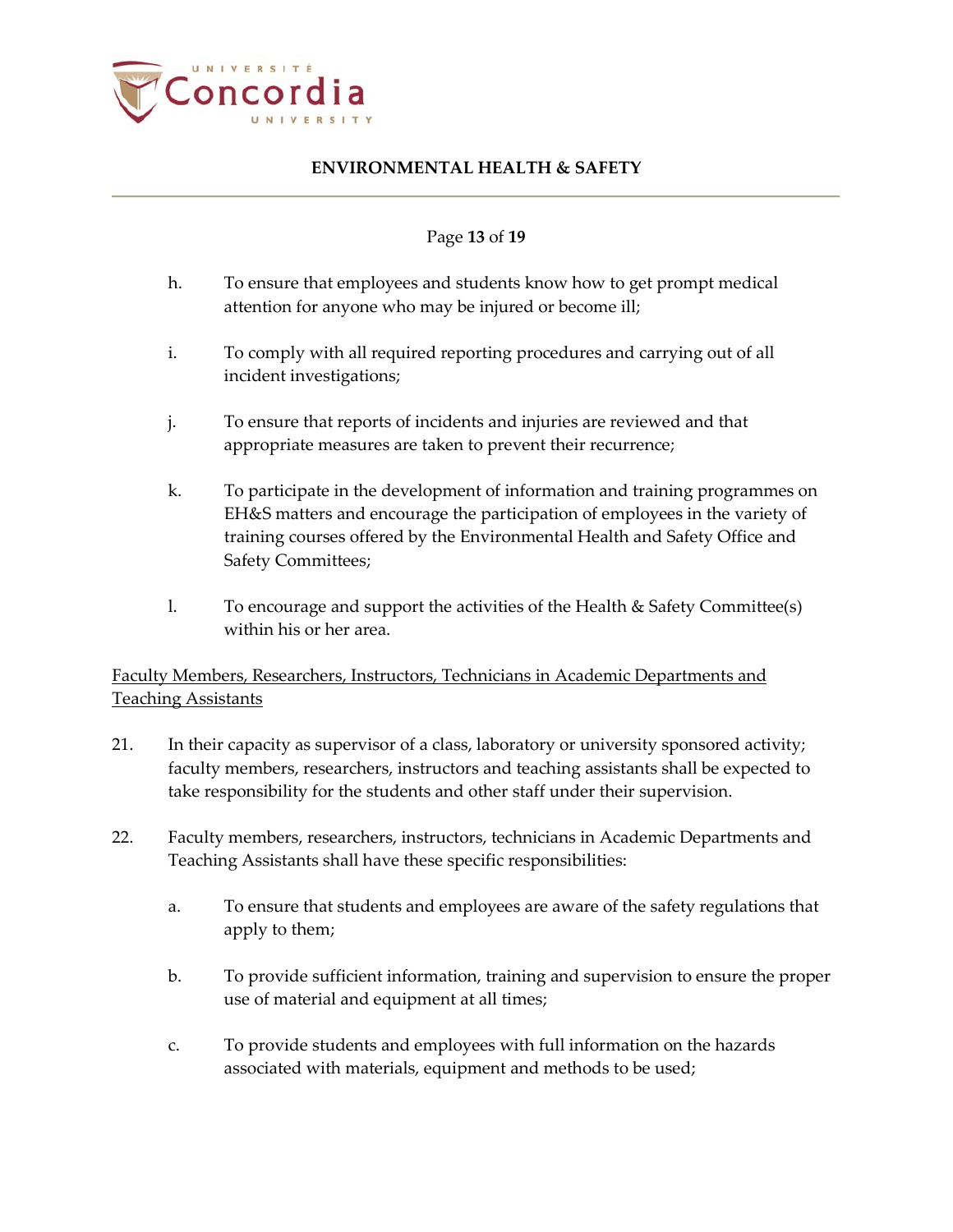h. To ensure that employees and students know how to get prompt medical attention for anyone who may be injured or become ill;

i. To comply with all required reporting procedures and carrying out of all incident investigations;

j. To ensure that reports of incidents and injuries are reviewed and that appropriate measures are taken to prevent their recurrence;

k. To participate in the development of information and training programmes on EH&S matters and encourage the participation of employees in the variety of training courses offered by the Environmental Health and Safety Office and Safety Committees;

l. To encourage and support the activities of the Health & Safety Committee(s) within his or her area.

<u>Faculty Members, Researchers, Instructors, Technicians in Academic Departments and Teaching Assistants</u>

21. In their capacity as supervisor of a class, laboratory or university sponsored activity; faculty members, researchers, instructors and teaching assistants shall be expected to take responsibility for the students and other staff under their supervision.

22. Faculty members, researchers, instructors, technicians in Academic Departments and Teaching Assistants shall have these specific responsibilities:

    a. To ensure that students and employees are aware of the safety regulations that apply to them;

    b. To provide sufficient information, training and supervision to ensure the proper use of material and equipment at all times;

    c. To provide students and employees with full information on the hazards associated with materials, equipment and methods to be used;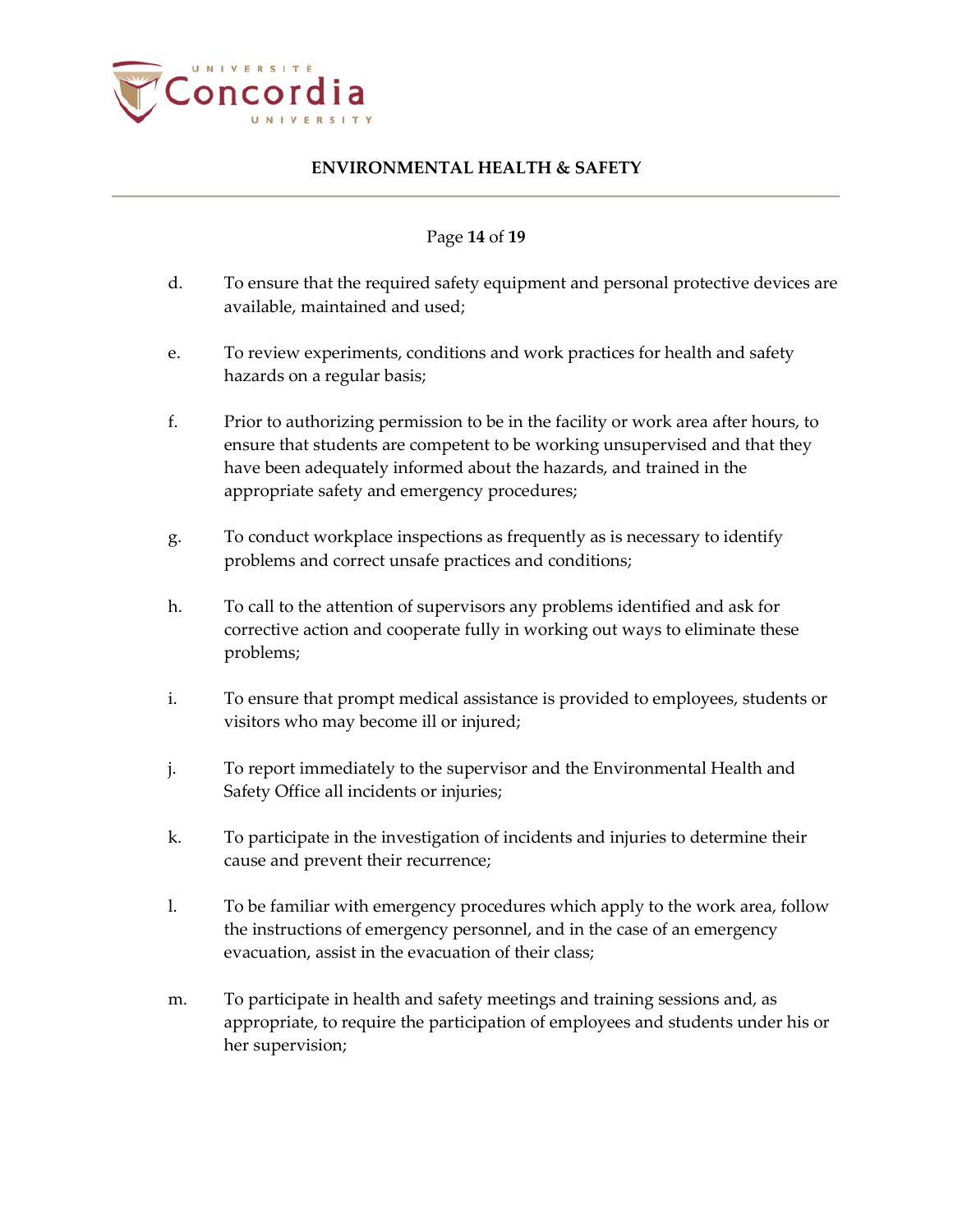d. To ensure that the required safety equipment and personal protective devices are available, maintained and used;

e. To review experiments, conditions and work practices for health and safety hazards on a regular basis;

f. Prior to authorizing permission to be in the facility or work area after hours, to ensure that students are competent to be working unsupervised and that they have been adequately informed about the hazards, and trained in the appropriate safety and emergency procedures;

g. To conduct workplace inspections as frequently as is necessary to identify problems and correct unsafe practices and conditions;

h. To call to the attention of supervisors any problems identified and ask for corrective action and cooperate fully in working out ways to eliminate these problems;

i. To ensure that prompt medical assistance is provided to employees, students or visitors who may become ill or injured;

j. To report immediately to the supervisor and the Environmental Health and Safety Office all incidents or injuries;

k. To participate in the investigation of incidents and injuries to determine their cause and prevent their recurrence;

l. To be familiar with emergency procedures which apply to the work area, follow the instructions of emergency personnel, and in the case of an emergency evacuation, assist in the evacuation of their class;

m. To participate in health and safety meetings and training sessions and, as appropriate, to require the participation of employees and students under his or her supervision;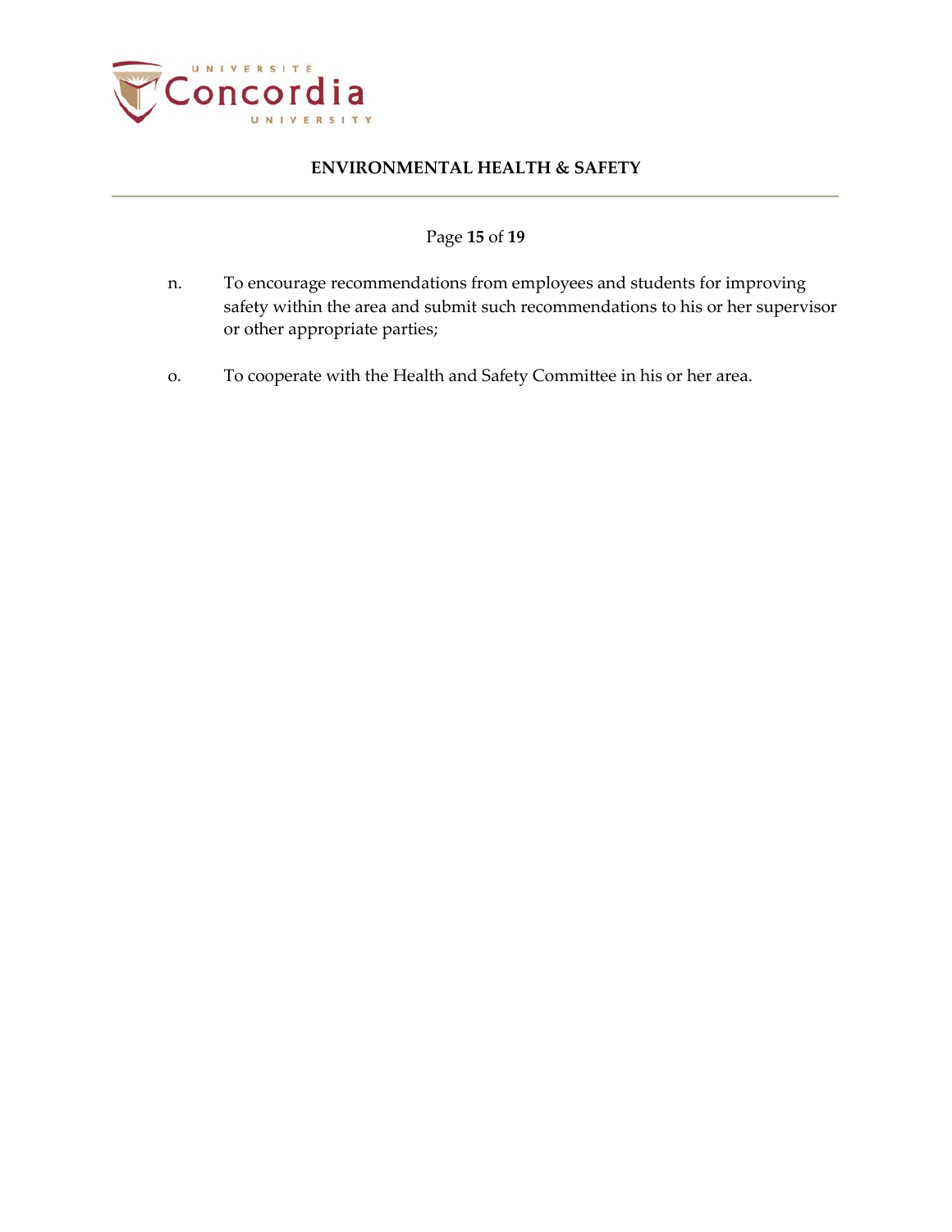n. To encourage recommendations from employees and students for improving safety within the area and submit such recommendations to his or her supervisor or other appropriate parties;

o. To cooperate with the Health and Safety Committee in his or her area.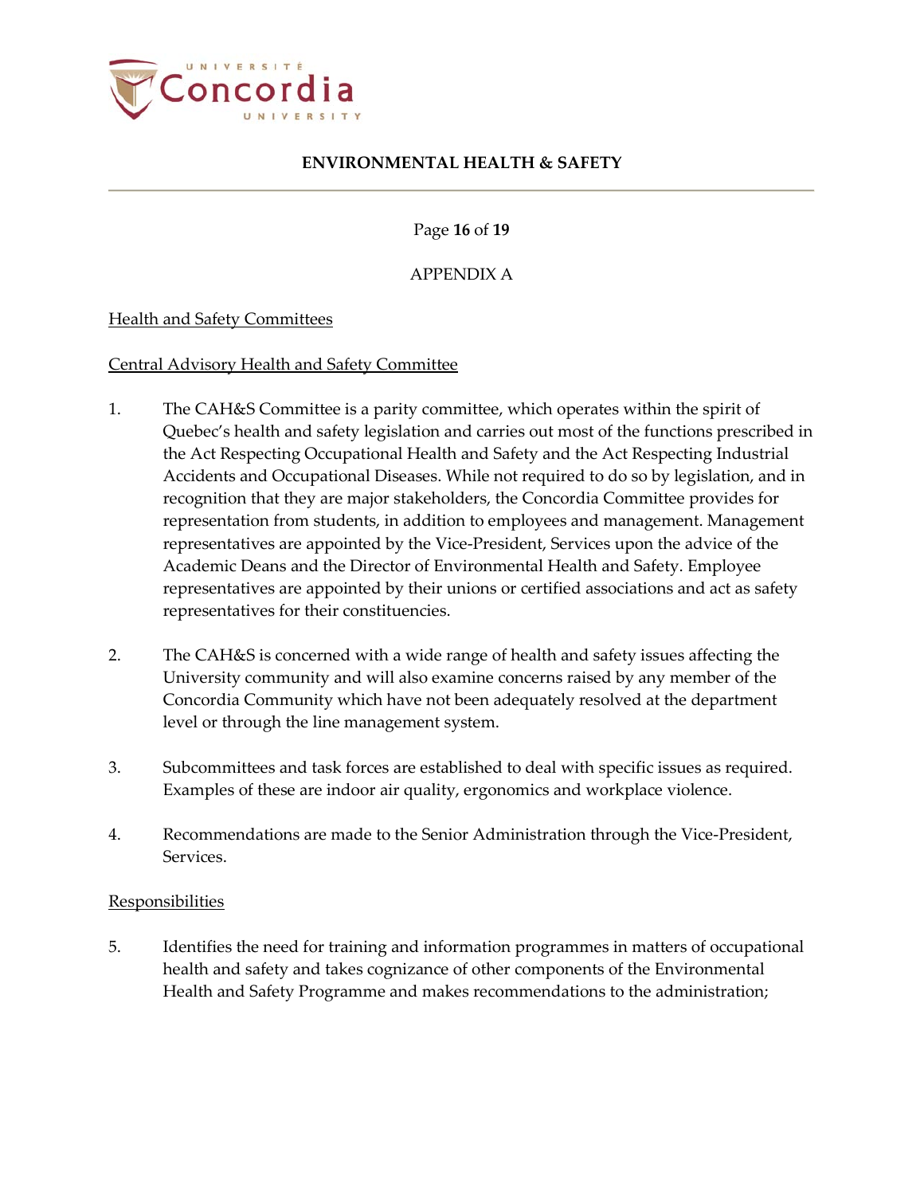## APPENDIX A

Health and Safety Committees

Central Advisory Health and Safety Committee

1. The CAH&S Committee is a parity committee, which operates within the spirit of Quebec's health and safety legislation and carries out most of the functions prescribed in the Act Respecting Occupational Health and Safety and the Act Respecting Industrial Accidents and Occupational Diseases. While not required to do so by legislation, and in recognition that they are major stakeholders, the Concordia Committee provides for representation from students, in addition to employees and management. Management representatives are appointed by the Vice-President, Services upon the advice of the Academic Deans and the Director of Environmental Health and Safety. Employee representatives are appointed by their unions or certified associations and act as safety representatives for their constituencies.

2. The CAH&S is concerned with a wide range of health and safety issues affecting the University community and will also examine concerns raised by any member of the Concordia Community which have not been adequately resolved at the department level or through the line management system.

3. Subcommittees and task forces are established to deal with specific issues as required. Examples of these are indoor air quality, ergonomics and workplace violence.

4. Recommendations are made to the Senior Administration through the Vice-President, Services.

Responsibilities

5. Identifies the need for training and information programmes in matters of occupational health and safety and takes cognizance of other components of the Environmental Health and Safety Programme and makes recommendations to the administration;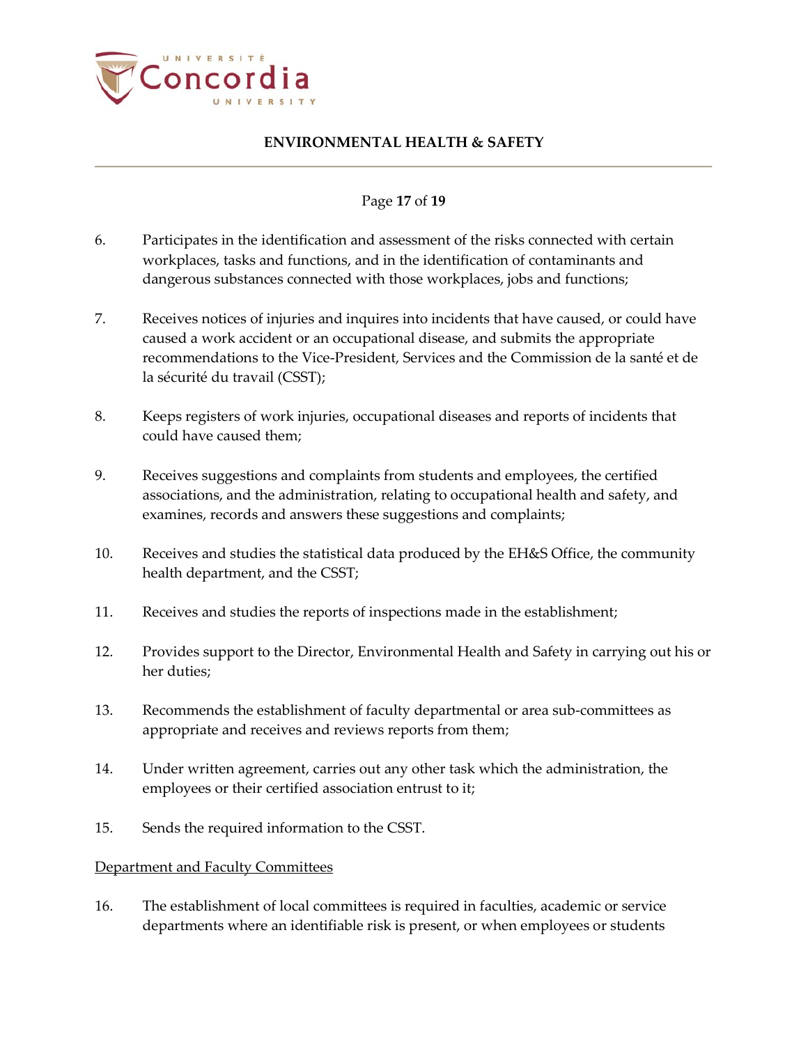6. Participates in the identification and assessment of the risks connected with certain workplaces, tasks and functions, and in the identification of contaminants and dangerous substances connected with those workplaces, jobs and functions;

7. Receives notices of injuries and inquires into incidents that have caused, or could have caused a work accident or an occupational disease, and submits the appropriate recommendations to the Vice-President, Services and the Commission de la santé et de la sécurité du travail (CSST);

8. Keeps registers of work injuries, occupational diseases and reports of incidents that could have caused them;

9. Receives suggestions and complaints from students and employees, the certified associations, and the administration, relating to occupational health and safety, and examines, records and answers these suggestions and complaints;

10. Receives and studies the statistical data produced by the EH&S Office, the community health department, and the CSST;

11. Receives and studies the reports of inspections made in the establishment;

12. Provides support to the Director, Environmental Health and Safety in carrying out his or her duties;

13. Recommends the establishment of faculty departmental or area sub-committees as appropriate and receives and reviews reports from them;

14. Under written agreement, carries out any other task which the administration, the employees or their certified association entrust to it;

15. Sends the required information to the CSST.

<u>Department and Faculty Committees</u>

16. The establishment of local committees is required in faculties, academic or service departments where an identifiable risk is present, or when employees or students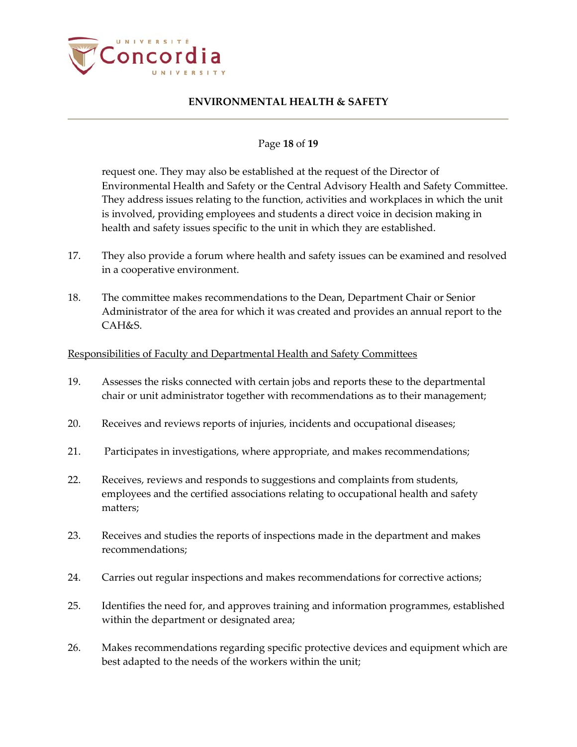request one. They may also be established at the request of the Director of Environmental Health and Safety or the Central Advisory Health and Safety Committee. They address issues relating to the function, activities and workplaces in which the unit is involved, providing employees and students a direct voice in decision making in health and safety issues specific to the unit in which they are established.

17. They also provide a forum where health and safety issues can be examined and resolved in a cooperative environment.

18. The committee makes recommendations to the Dean, Department Chair or Senior Administrator of the area for which it was created and provides an annual report to the CAH&S.

Responsibilities of Faculty and Departmental Health and Safety Committees

19. Assesses the risks connected with certain jobs and reports these to the departmental chair or unit administrator together with recommendations as to their management;

20. Receives and reviews reports of injuries, incidents and occupational diseases;

21. Participates in investigations, where appropriate, and makes recommendations;

22. Receives, reviews and responds to suggestions and complaints from students, employees and the certified associations relating to occupational health and safety matters;

23. Receives and studies the reports of inspections made in the department and makes recommendations;

24. Carries out regular inspections and makes recommendations for corrective actions;

25. Identifies the need for, and approves training and information programmes, established within the department or designated area;

26. Makes recommendations regarding specific protective devices and equipment which are best adapted to the needs of the workers within the unit;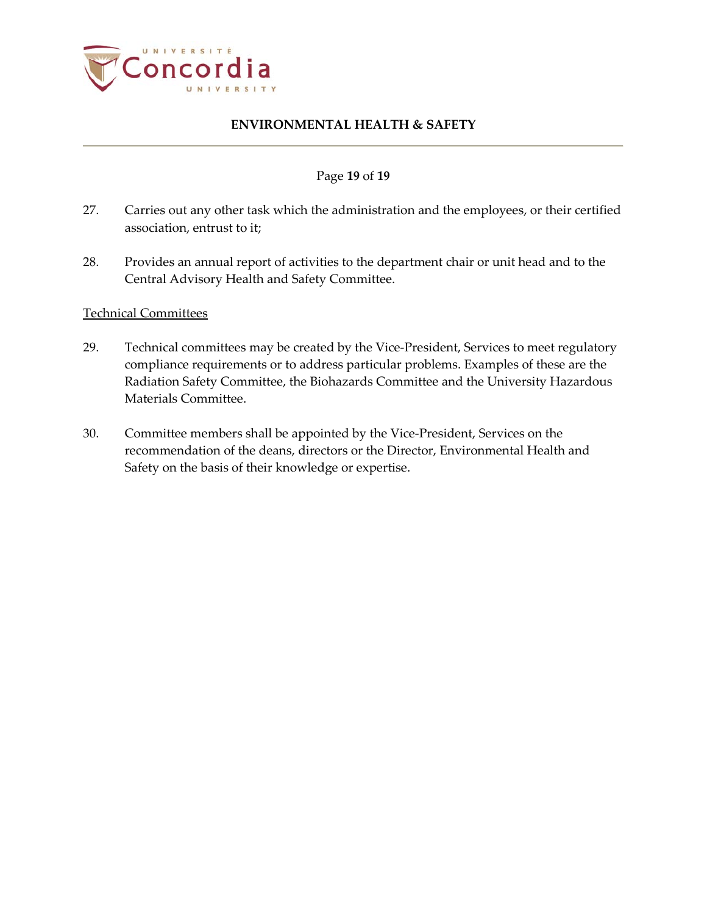27. Carries out any other task which the administration and the employees, or their certified association, entrust to it;

28. Provides an annual report of activities to the department chair or unit head and to the Central Advisory Health and Safety Committee.

<u>Technical Committees</u>

29. Technical committees may be created by the Vice-President, Services to meet regulatory compliance requirements or to address particular problems. Examples of these are the Radiation Safety Committee, the Biohazards Committee and the University Hazardous Materials Committee.

30. Committee members shall be appointed by the Vice-President, Services on the recommendation of the deans, directors or the Director, Environmental Health and Safety on the basis of their knowledge or expertise.